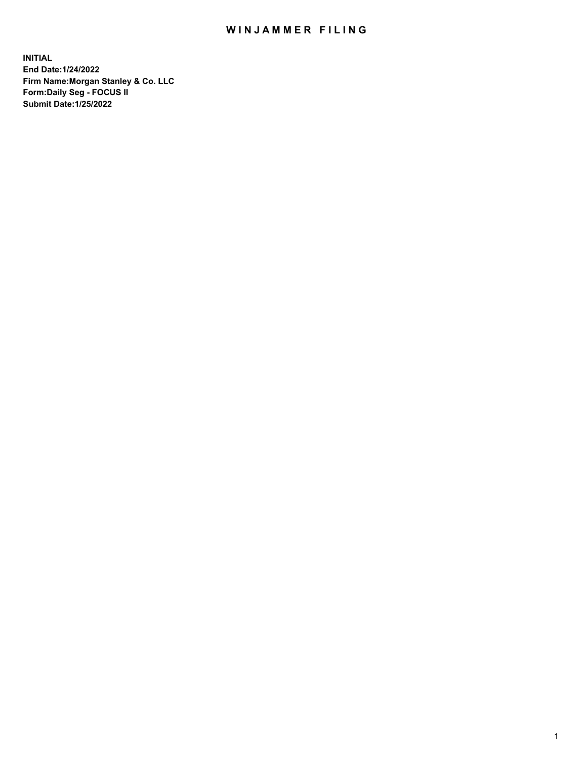# WINJAMMER FILING

**INITIAL**
**End Date:1/24/2022**
**Firm Name:Morgan Stanley & Co. LLC**
**Form:Daily Seg - FOCUS II**
**Submit Date:1/25/2022**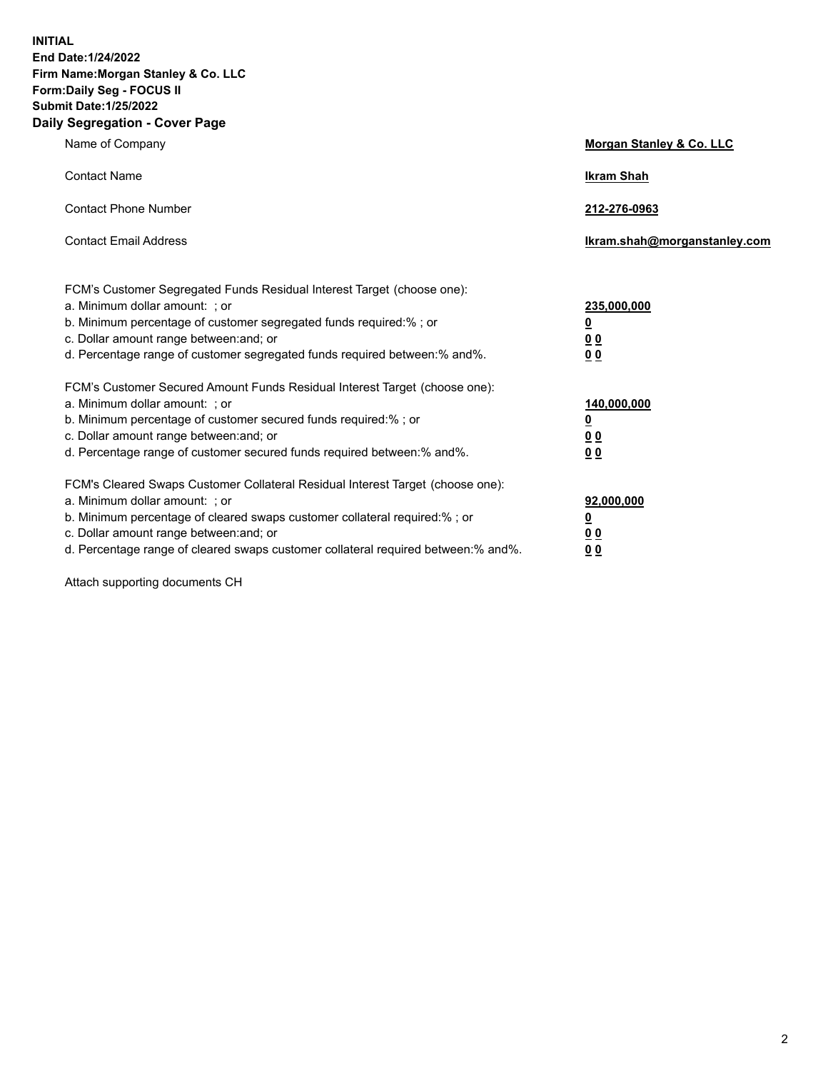**INITIAL**
**End Date:1/24/2022**
**Firm Name:Morgan Stanley & Co. LLC**
**Form:Daily Seg - FOCUS II**
**Submit Date:1/25/2022**

## Daily Segregation - Cover Page

| | |
|---|---|
| Name of Company | **Morgan Stanley & Co. LLC** |
| Contact Name | **Ikram Shah** |
| Contact Phone Number | **212-276-0963** |
| Contact Email Address | **Ikram.shah@morganstanley.com** |

| | |
|---|---|
| FCM's Customer Segregated Funds Residual Interest Target (choose one): | |
| a. Minimum dollar amount: ; or | **235,000,000** |
| b. Minimum percentage of customer segregated funds required:% ; or | **0** |
| c. Dollar amount range between:and; or | **0 0** |
| d. Percentage range of customer segregated funds required between:% and%. | **0 0** |
| FCM's Customer Secured Amount Funds Residual Interest Target (choose one): | |
| a. Minimum dollar amount: ; or | **140,000,000** |
| b. Minimum percentage of customer secured funds required:% ; or | **0** |
| c. Dollar amount range between:and; or | **0 0** |
| d. Percentage range of customer secured funds required between:% and%. | **0 0** |
| FCM's Cleared Swaps Customer Collateral Residual Interest Target (choose one): | |
| a. Minimum dollar amount: ; or | **92,000,000** |
| b. Minimum percentage of cleared swaps customer collateral required:% ; or | **0** |
| c. Dollar amount range between:and; or | **0 0** |
| d. Percentage range of cleared swaps customer collateral required between:% and%. | **0 0** |

Attach supporting documents CH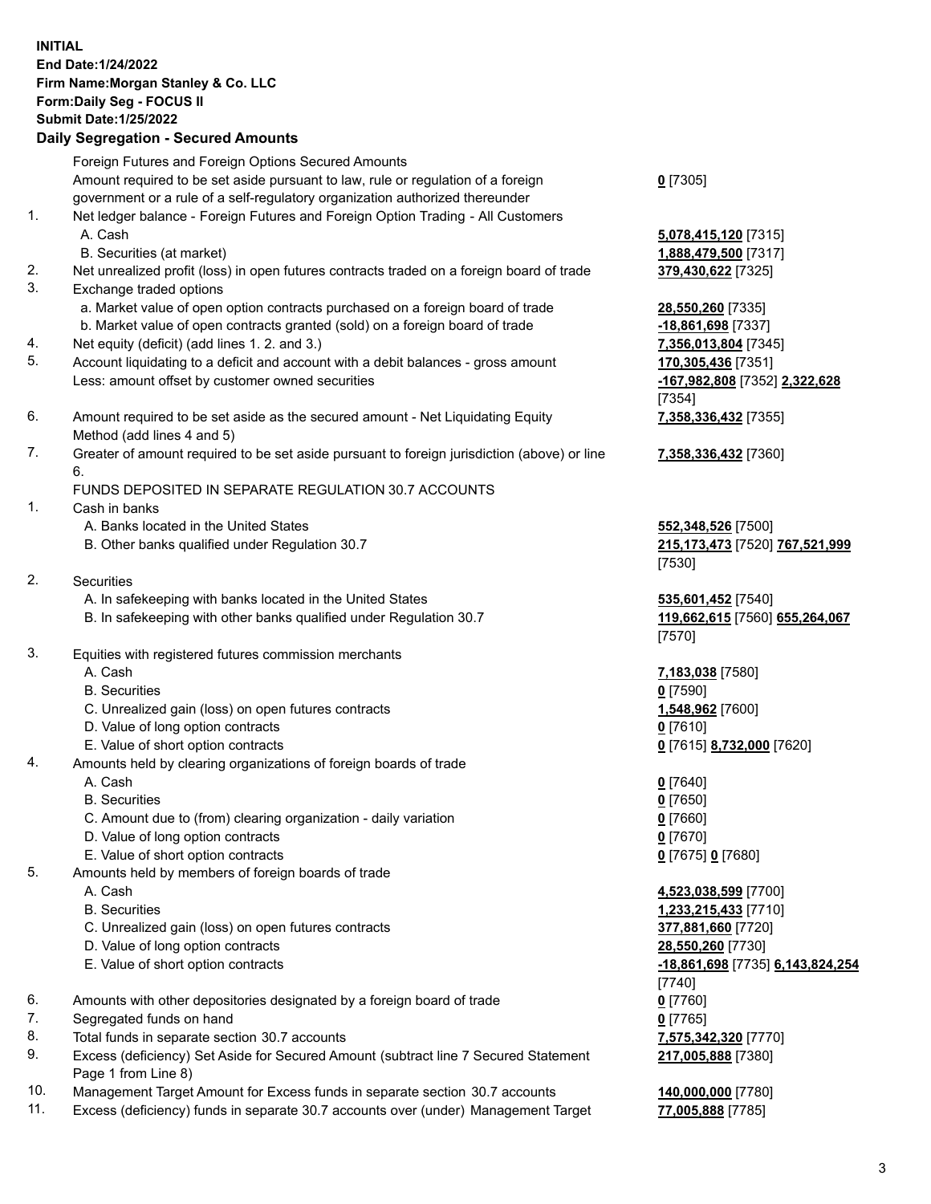**INITIAL**
**End Date:1/24/2022**
**Firm Name:Morgan Stanley & Co. LLC**
**Form:Daily Seg - FOCUS II**
**Submit Date:1/25/2022**

## Daily Segregation - Secured Amounts

| | | |
|---|---|---|
| | Foreign Futures and Foreign Options Secured Amounts | |
| | Amount required to be set aside pursuant to law, rule or regulation of a foreign government or a rule of a self-regulatory organization authorized thereunder | **0** [7305] |
| 1. | Net ledger balance - Foreign Futures and Foreign Option Trading - All Customers | |
| | A. Cash | **5,078,415,120** [7315] |
| | B. Securities (at market) | **1,888,479,500** [7317] |
| 2. | Net unrealized profit (loss) in open futures contracts traded on a foreign board of trade | **379,430,622** [7325] |
| 3. | Exchange traded options | |
| | a. Market value of open option contracts purchased on a foreign board of trade | **28,550,260** [7335] |
| | b. Market value of open contracts granted (sold) on a foreign board of trade | **-18,861,698** [7337] |
| 4. | Net equity (deficit) (add lines 1. 2. and 3.) | **7,356,013,804** [7345] |
| 5. | Account liquidating to a deficit and account with a debit balances - gross amount | **170,305,436** [7351] |
| | Less: amount offset by customer owned securities | **-167,982,808** [7352] **2,322,628** [7354] |
| 6. | Amount required to be set aside as the secured amount - Net Liquidating Equity Method (add lines 4 and 5) | **7,358,336,432** [7355] |
| 7. | Greater of amount required to be set aside pursuant to foreign jurisdiction (above) or line 6. | **7,358,336,432** [7360] |
| | FUNDS DEPOSITED IN SEPARATE REGULATION 30.7 ACCOUNTS | |
| 1. | Cash in banks | |
| | A. Banks located in the United States | **552,348,526** [7500] |
| | B. Other banks qualified under Regulation 30.7 | **215,173,473** [7520] **767,521,999** [7530] |
| 2. | Securities | |
| | A. In safekeeping with banks located in the United States | **535,601,452** [7540] |
| | B. In safekeeping with other banks qualified under Regulation 30.7 | **119,662,615** [7560] **655,264,067** [7570] |
| 3. | Equities with registered futures commission merchants | |
| | A. Cash | **7,183,038** [7580] |
| | B. Securities | **0** [7590] |
| | C. Unrealized gain (loss) on open futures contracts | **1,548,962** [7600] |
| | D. Value of long option contracts | **0** [7610] |
| | E. Value of short option contracts | **0** [7615] **8,732,000** [7620] |
| 4. | Amounts held by clearing organizations of foreign boards of trade | |
| | A. Cash | **0** [7640] |
| | B. Securities | **0** [7650] |
| | C. Amount due to (from) clearing organization - daily variation | **0** [7660] |
| | D. Value of long option contracts | **0** [7670] |
| | E. Value of short option contracts | **0** [7675] **0** [7680] |
| 5. | Amounts held by members of foreign boards of trade | |
| | A. Cash | **4,523,038,599** [7700] |
| | B. Securities | **1,233,215,433** [7710] |
| | C. Unrealized gain (loss) on open futures contracts | **377,881,660** [7720] |
| | D. Value of long option contracts | **28,550,260** [7730] |
| | E. Value of short option contracts | **-18,861,698** [7735] **6,143,824,254** [7740] |
| 6. | Amounts with other depositories designated by a foreign board of trade | **0** [7760] |
| 7. | Segregated funds on hand | **0** [7765] |
| 8. | Total funds in separate section 30.7 accounts | **7,575,342,320** [7770] |
| 9. | Excess (deficiency) Set Aside for Secured Amount (subtract line 7 Secured Statement Page 1 from Line 8) | **217,005,888** [7380] |
| 10. | Management Target Amount for Excess funds in separate section 30.7 accounts | **140,000,000** [7780] |
| 11. | Excess (deficiency) funds in separate 30.7 accounts over (under) Management Target | **77,005,888** [7785] |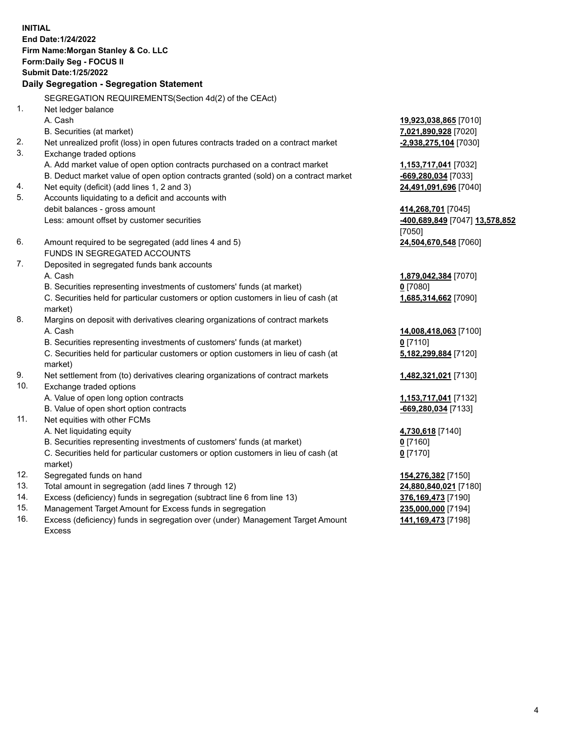**INITIAL**
**End Date:1/24/2022**
**Firm Name:Morgan Stanley & Co. LLC**
**Form:Daily Seg - FOCUS II**
**Submit Date:1/25/2022**

**Daily Segregation - Segregation Statement**

SEGREGATION REQUIREMENTS(Section 4d(2) of the CEAct)

| | | |
|---|---|---|
| 1. | Net ledger balance | |
| | A. Cash | **19,923,038,865** [7010] |
| | B. Securities (at market) | **7,021,890,928** [7020] |
| 2. | Net unrealized profit (loss) in open futures contracts traded on a contract market | **-2,938,275,104** [7030] |
| 3. | Exchange traded options | |
| | A. Add market value of open option contracts purchased on a contract market | **1,153,717,041** [7032] |
| | B. Deduct market value of open option contracts granted (sold) on a contract market | **-669,280,034** [7033] |
| 4. | Net equity (deficit) (add lines 1, 2 and 3) | **24,491,091,696** [7040] |
| 5. | Accounts liquidating to a deficit and accounts with debit balances - gross amount | **414,268,701** [7045] |
| | Less: amount offset by customer securities | **-400,689,849** [7047] **13,578,852** [7050] |
| 6. | Amount required to be segregated (add lines 4 and 5) | **24,504,670,548** [7060] |
| | FUNDS IN SEGREGATED ACCOUNTS | |
| 7. | Deposited in segregated funds bank accounts | |
| | A. Cash | **1,879,042,384** [7070] |
| | B. Securities representing investments of customers' funds (at market) | **0** [7080] |
| | C. Securities held for particular customers or option customers in lieu of cash (at market) | **1,685,314,662** [7090] |
| 8. | Margins on deposit with derivatives clearing organizations of contract markets | |
| | A. Cash | **14,008,418,063** [7100] |
| | B. Securities representing investments of customers' funds (at market) | **0** [7110] |
| | C. Securities held for particular customers or option customers in lieu of cash (at market) | **5,182,299,884** [7120] |
| 9. | Net settlement from (to) derivatives clearing organizations of contract markets | **1,482,321,021** [7130] |
| 10. | Exchange traded options | |
| | A. Value of open long option contracts | **1,153,717,041** [7132] |
| | B. Value of open short option contracts | **-669,280,034** [7133] |
| 11. | Net equities with other FCMs | |
| | A. Net liquidating equity | **4,730,618** [7140] |
| | B. Securities representing investments of customers' funds (at market) | **0** [7160] |
| | C. Securities held for particular customers or option customers in lieu of cash (at market) | **0** [7170] |
| 12. | Segregated funds on hand | **154,276,382** [7150] |
| 13. | Total amount in segregation (add lines 7 through 12) | **24,880,840,021** [7180] |
| 14. | Excess (deficiency) funds in segregation (subtract line 6 from line 13) | **376,169,473** [7190] |
| 15. | Management Target Amount for Excess funds in segregation | **235,000,000** [7194] |
| 16. | Excess (deficiency) funds in segregation over (under) Management Target Amount Excess | **141,169,473** [7198] |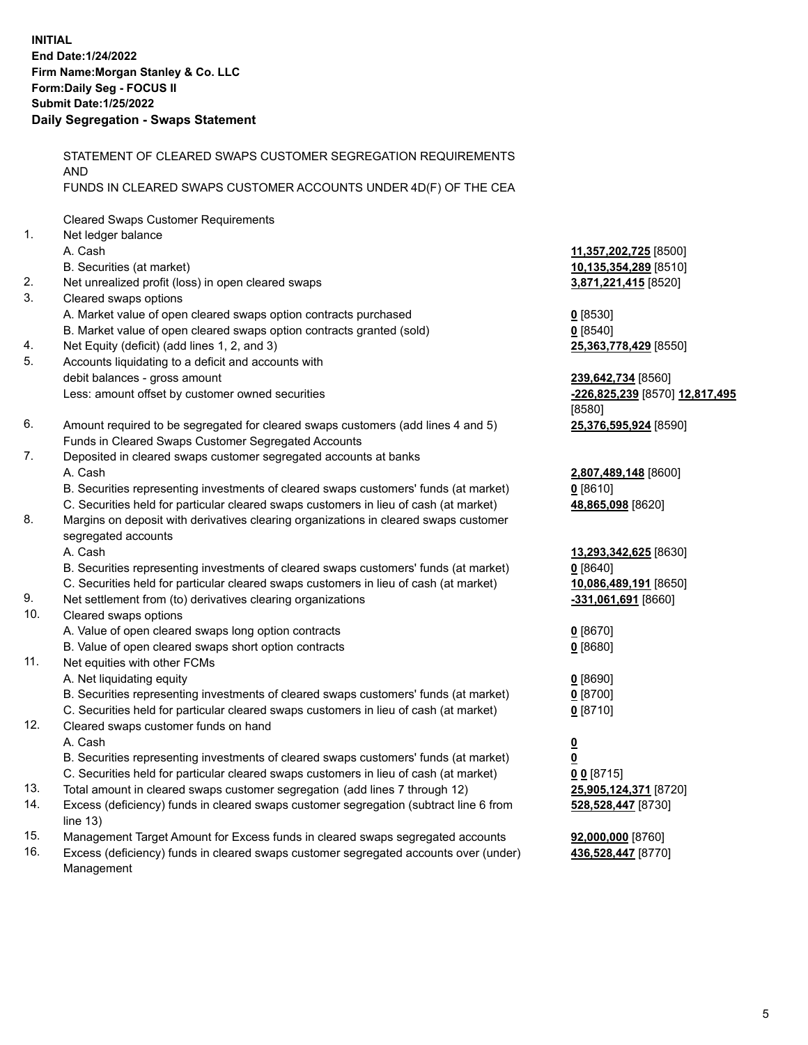**INITIAL**
**End Date:1/24/2022**
**Firm Name:Morgan Stanley & Co. LLC**
**Form:Daily Seg - FOCUS II**
**Submit Date:1/25/2022**
**Daily Segregation - Swaps Statement**

STATEMENT OF CLEARED SWAPS CUSTOMER SEGREGATION REQUIREMENTS AND
FUNDS IN CLEARED SWAPS CUSTOMER ACCOUNTS UNDER 4D(F) OF THE CEA

| | | |
|---|---|---|
| | Cleared Swaps Customer Requirements | |
| 1. | Net ledger balance | |
| | A. Cash | **11,357,202,725** [8500] |
| | B. Securities (at market) | **10,135,354,289** [8510] |
| 2. | Net unrealized profit (loss) in open cleared swaps | **3,871,221,415** [8520] |
| 3. | Cleared swaps options | |
| | A. Market value of open cleared swaps option contracts purchased | **0** [8530] |
| | B. Market value of open cleared swaps option contracts granted (sold) | **0** [8540] |
| 4. | Net Equity (deficit) (add lines 1, 2, and 3) | **25,363,778,429** [8550] |
| 5. | Accounts liquidating to a deficit and accounts with debit balances - gross amount | **239,642,734** [8560] |
| | Less: amount offset by customer owned securities | **-226,825,239** [8570] **12,817,495** [8580] |
| 6. | Amount required to be segregated for cleared swaps customers (add lines 4 and 5) | **25,376,595,924** [8590] |
| | Funds in Cleared Swaps Customer Segregated Accounts | |
| 7. | Deposited in cleared swaps customer segregated accounts at banks | |
| | A. Cash | **2,807,489,148** [8600] |
| | B. Securities representing investments of cleared swaps customers' funds (at market) | **0** [8610] |
| | C. Securities held for particular cleared swaps customers in lieu of cash (at market) | **48,865,098** [8620] |
| 8. | Margins on deposit with derivatives clearing organizations in cleared swaps customer segregated accounts | |
| | A. Cash | **13,293,342,625** [8630] |
| | B. Securities representing investments of cleared swaps customers' funds (at market) | **0** [8640] |
| | C. Securities held for particular cleared swaps customers in lieu of cash (at market) | **10,086,489,191** [8650] |
| 9. | Net settlement from (to) derivatives clearing organizations | **-331,061,691** [8660] |
| 10. | Cleared swaps options | |
| | A. Value of open cleared swaps long option contracts | **0** [8670] |
| | B. Value of open cleared swaps short option contracts | **0** [8680] |
| 11. | Net equities with other FCMs | |
| | A. Net liquidating equity | **0** [8690] |
| | B. Securities representing investments of cleared swaps customers' funds (at market) | **0** [8700] |
| | C. Securities held for particular cleared swaps customers in lieu of cash (at market) | **0** [8710] |
| 12. | Cleared swaps customer funds on hand | |
| | A. Cash | **0** |
| | B. Securities representing investments of cleared swaps customers' funds (at market) | **0** |
| | C. Securities held for particular cleared swaps customers in lieu of cash (at market) | **0** **0** [8715] |
| 13. | Total amount in cleared swaps customer segregation (add lines 7 through 12) | **25,905,124,371** [8720] |
| 14. | Excess (deficiency) funds in cleared swaps customer segregation (subtract line 6 from line 13) | **528,528,447** [8730] |
| 15. | Management Target Amount for Excess funds in cleared swaps segregated accounts | **92,000,000** [8760] |
| 16. | Excess (deficiency) funds in cleared swaps customer segregated accounts over (under) Management | **436,528,447** [8770] |